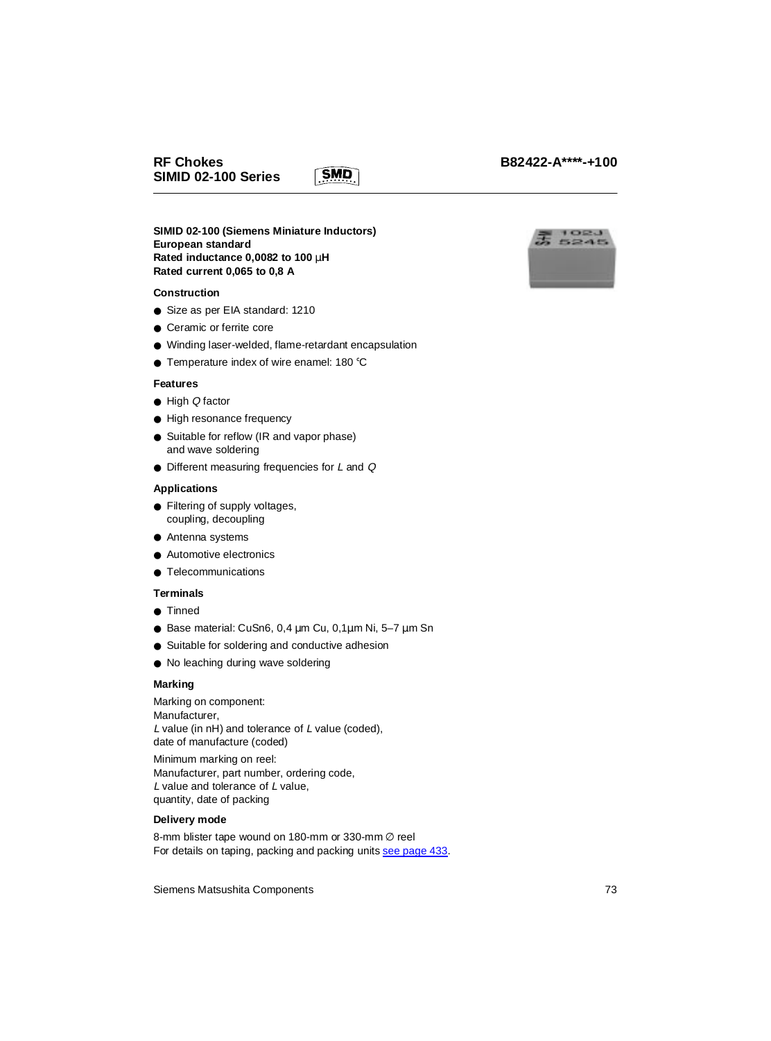# RF Chokes
# SIMID 02-100 Series

**B82422-A****-+100**

**SIMID 02-100 (Siemens Miniature Inductors)**
**European standard**
**Rated inductance 0,0082 to 100 µH**
**Rated current 0,065 to 0,8 A**

### Construction

- Size as per EIA standard: 1210
- Ceramic or ferrite core
- Winding laser-welded, flame-retardant encapsulation
- Temperature index of wire enamel: 180 °C

### Features

- High *Q* factor
- High resonance frequency
- Suitable for reflow (IR and vapor phase) and wave soldering
- Different measuring frequencies for *L* and *Q*

### Applications

- Filtering of supply voltages, coupling, decoupling
- Antenna systems
- Automotive electronics
- Telecommunications

### Terminals

- Tinned
- Base material: CuSn6, 0,4 µm Cu, 0,1µm Ni, 5–7 µm Sn
- Suitable for soldering and conductive adhesion
- No leaching during wave soldering

### Marking

Marking on component:
Manufacturer,
*L* value (in nH) and tolerance of *L* value (coded),
date of manufacture (coded)

Minimum marking on reel:
Manufacturer, part number, ordering code,
*L* value and tolerance of *L* value,
quantity, date of packing

### Delivery mode

8-mm blister tape wound on 180-mm or 330-mm ∅ reel
For details on taping, packing and packing units see page 433.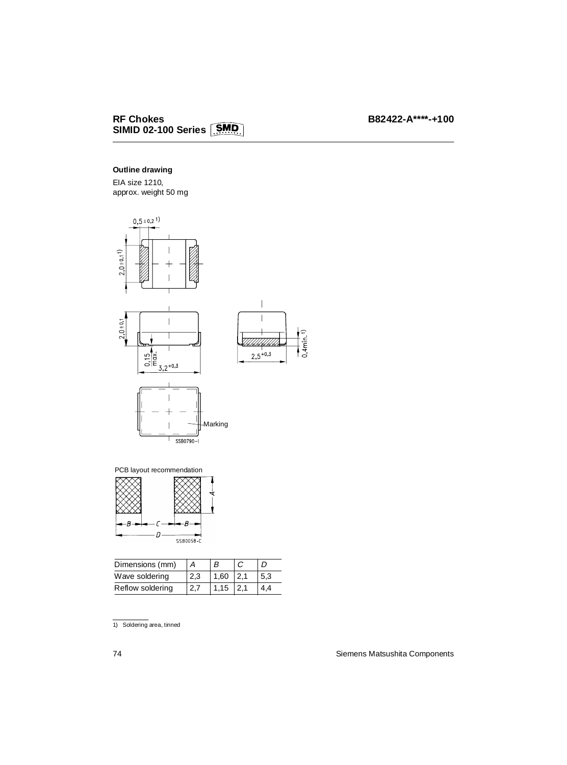## Outline drawing

EIA size 1210,
approx. weight 50 mg

PCB layout recommendation

| Dimensions (mm) | A | B | C | D |
| --- | --- | --- | --- | --- |
| Wave soldering | 2,3 | 1,60 | 2,1 | 5,3 |
| Reflow soldering | 2,7 | 1,15 | 2,1 | 4,4 |

1) Soldering area, tinned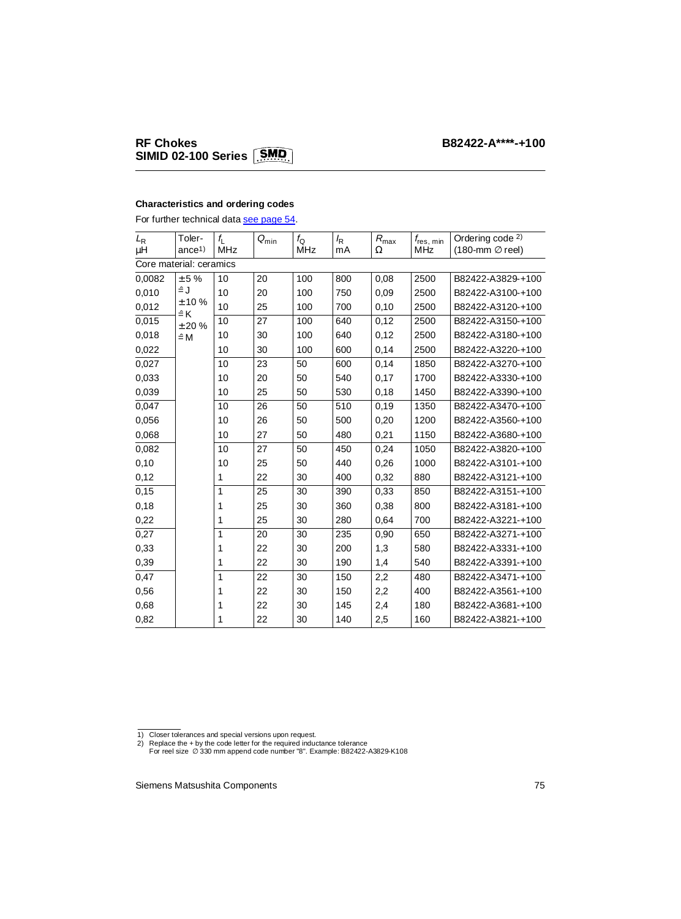**RF Chokes**
**SIMID 02-100 Series**

**B82422-A****-+100**

**Characteristics and ordering codes**

For further technical data see page 54.

| $L_R$ µH | Tolerance[1] | $f_L$ MHz | $Q_{min}$ | $f_Q$ MHz | $I_R$ mA | $R_{max}$ Ω | $f_{res, min}$ MHz | Ordering code [2] (180-mm ∅ reel) |
|---|---|---|---|---|---|---|---|---|
| Core material: ceramics | | | | | | | | |
| 0,0082 | ±5 % ≙ J<br>±10 % ≙ K<br>±20 % ≙ M | 10 | 20 | 100 | 800 | 0,08 | 2500 | B82422-A3829-+100 |
| 0,010 | | 10 | 20 | 100 | 750 | 0,09 | 2500 | B82422-A3100-+100 |
| 0,012 | | 10 | 25 | 100 | 700 | 0,10 | 2500 | B82422-A3120-+100 |
| 0,015 | | 10 | 27 | 100 | 640 | 0,12 | 2500 | B82422-A3150-+100 |
| 0,018 | | 10 | 30 | 100 | 640 | 0,12 | 2500 | B82422-A3180-+100 |
| 0,022 | | 10 | 30 | 100 | 600 | 0,14 | 2500 | B82422-A3220-+100 |
| 0,027 | | 10 | 23 | 50 | 600 | 0,14 | 1850 | B82422-A3270-+100 |
| 0,033 | | 10 | 20 | 50 | 540 | 0,17 | 1700 | B82422-A3330-+100 |
| 0,039 | | 10 | 25 | 50 | 530 | 0,18 | 1450 | B82422-A3390-+100 |
| 0,047 | | 10 | 26 | 50 | 510 | 0,19 | 1350 | B82422-A3470-+100 |
| 0,056 | | 10 | 26 | 50 | 500 | 0,20 | 1200 | B82422-A3560-+100 |
| 0,068 | | 10 | 27 | 50 | 480 | 0,21 | 1150 | B82422-A3680-+100 |
| 0,082 | | 10 | 27 | 50 | 450 | 0,24 | 1050 | B82422-A3820-+100 |
| 0,10 | | 10 | 25 | 50 | 440 | 0,26 | 1000 | B82422-A3101-+100 |
| 0,12 | | 1 | 22 | 30 | 400 | 0,32 | 880 | B82422-A3121-+100 |
| 0,15 | | 1 | 25 | 30 | 390 | 0,33 | 850 | B82422-A3151-+100 |
| 0,18 | | 1 | 25 | 30 | 360 | 0,38 | 800 | B82422-A3181-+100 |
| 0,22 | | 1 | 25 | 30 | 280 | 0,64 | 700 | B82422-A3221-+100 |
| 0,27 | | 1 | 20 | 30 | 235 | 0,90 | 650 | B82422-A3271-+100 |
| 0,33 | | 1 | 22 | 30 | 200 | 1,3 | 580 | B82422-A3331-+100 |
| 0,39 | | 1 | 22 | 30 | 190 | 1,4 | 540 | B82422-A3391-+100 |
| 0,47 | | 1 | 22 | 30 | 150 | 2,2 | 480 | B82422-A3471-+100 |
| 0,56 | | 1 | 22 | 30 | 150 | 2,2 | 400 | B82422-A3561-+100 |
| 0,68 | | 1 | 22 | 30 | 145 | 2,4 | 180 | B82422-A3681-+100 |
| 0,82 | | 1 | 22 | 30 | 140 | 2,5 | 160 | B82422-A3821-+100 |

1) Closer tolerances and special versions upon request.
2) Replace the + by the code letter for the required inductance tolerance
For reel size ∅ 330 mm append code number "8". Example: B82422-A3829-K108

Siemens Matsushita Components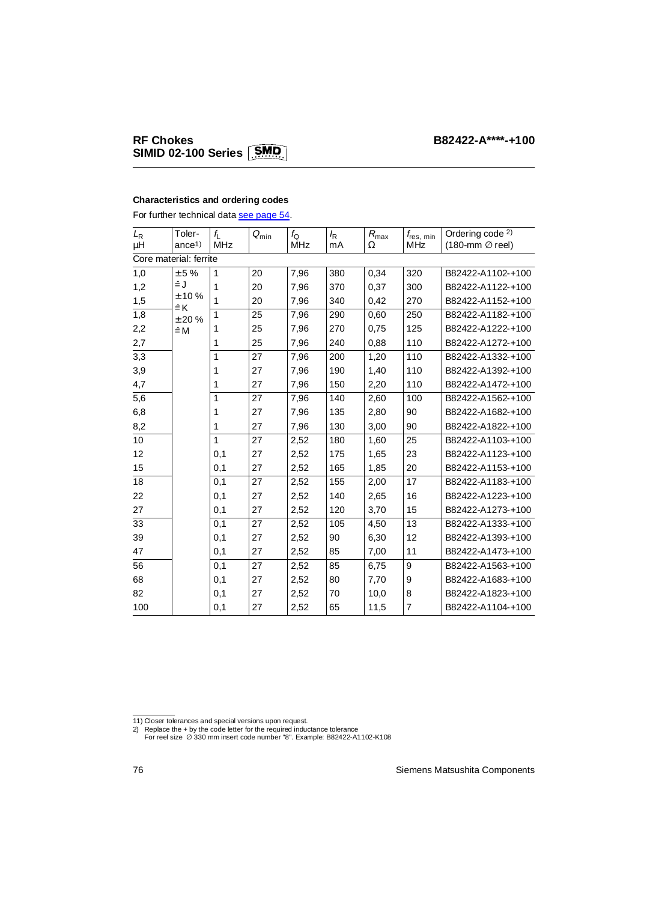# RF Chokes
## SIMID 02-100 Series SMD

**B82422-A****-+100**

### Characteristics and ordering codes

For further technical data see page 54.

| $L_R$ μH | Toler-ance[1] | $f_L$ MHz | $Q_{min}$ | $f_Q$ MHz | $I_R$ mA | $R_{max}$ Ω | $f_{res,\,min}$ MHz | Ordering code [2] (180-mm ∅ reel) |
|---|---|---|---|---|---|---|---|---|
| Core material: ferrite | | | | | | | | |
| 1,0 | ±5 % ≙ J | 1 | 20 | 7,96 | 380 | 0,34 | 320 | B82422-A1102-+100 |
| 1,2 | ±10 % ≙ K | 1 | 20 | 7,96 | 370 | 0,37 | 300 | B82422-A1122-+100 |
| 1,5 | ±20 % ≙ M | 1 | 20 | 7,96 | 340 | 0,42 | 270 | B82422-A1152-+100 |
| 1,8 | | 1 | 25 | 7,96 | 290 | 0,60 | 250 | B82422-A1182-+100 |
| 2,2 | | 1 | 25 | 7,96 | 270 | 0,75 | 125 | B82422-A1222-+100 |
| 2,7 | | 1 | 25 | 7,96 | 240 | 0,88 | 110 | B82422-A1272-+100 |
| 3,3 | | 1 | 27 | 7,96 | 200 | 1,20 | 110 | B82422-A1332-+100 |
| 3,9 | | 1 | 27 | 7,96 | 190 | 1,40 | 110 | B82422-A1392-+100 |
| 4,7 | | 1 | 27 | 7,96 | 150 | 2,20 | 110 | B82422-A1472-+100 |
| 5,6 | | 1 | 27 | 7,96 | 140 | 2,60 | 100 | B82422-A1562-+100 |
| 6,8 | | 1 | 27 | 7,96 | 135 | 2,80 | 90 | B82422-A1682-+100 |
| 8,2 | | 1 | 27 | 7,96 | 130 | 3,00 | 90 | B82422-A1822-+100 |
| 10 | | 1 | 27 | 2,52 | 180 | 1,60 | 25 | B82422-A1103-+100 |
| 12 | | 0,1 | 27 | 2,52 | 175 | 1,65 | 23 | B82422-A1123-+100 |
| 15 | | 0,1 | 27 | 2,52 | 165 | 1,85 | 20 | B82422-A1153-+100 |
| 18 | | 0,1 | 27 | 2,52 | 155 | 2,00 | 17 | B82422-A1183-+100 |
| 22 | | 0,1 | 27 | 2,52 | 140 | 2,65 | 16 | B82422-A1223-+100 |
| 27 | | 0,1 | 27 | 2,52 | 120 | 3,70 | 15 | B82422-A1273-+100 |
| 33 | | 0,1 | 27 | 2,52 | 105 | 4,50 | 13 | B82422-A1333-+100 |
| 39 | | 0,1 | 27 | 2,52 | 90 | 6,30 | 12 | B82422-A1393-+100 |
| 47 | | 0,1 | 27 | 2,52 | 85 | 7,00 | 11 | B82422-A1473-+100 |
| 56 | | 0,1 | 27 | 2,52 | 85 | 6,75 | 9 | B82422-A1563-+100 |
| 68 | | 0,1 | 27 | 2,52 | 80 | 7,70 | 9 | B82422-A1683-+100 |
| 82 | | 0,1 | 27 | 2,52 | 70 | 10,0 | 8 | B82422-A1823-+100 |
| 100 | | 0,1 | 27 | 2,52 | 65 | 11,5 | 7 | B82422-A1104-+100 |

1) Closer tolerances and special versions upon request.

2) Replace the + by the code letter for the required inductance tolerance
For reel size ∅ 330 mm insert code number "8". Example: B82422-A1102-K108

Siemens Matsushita Components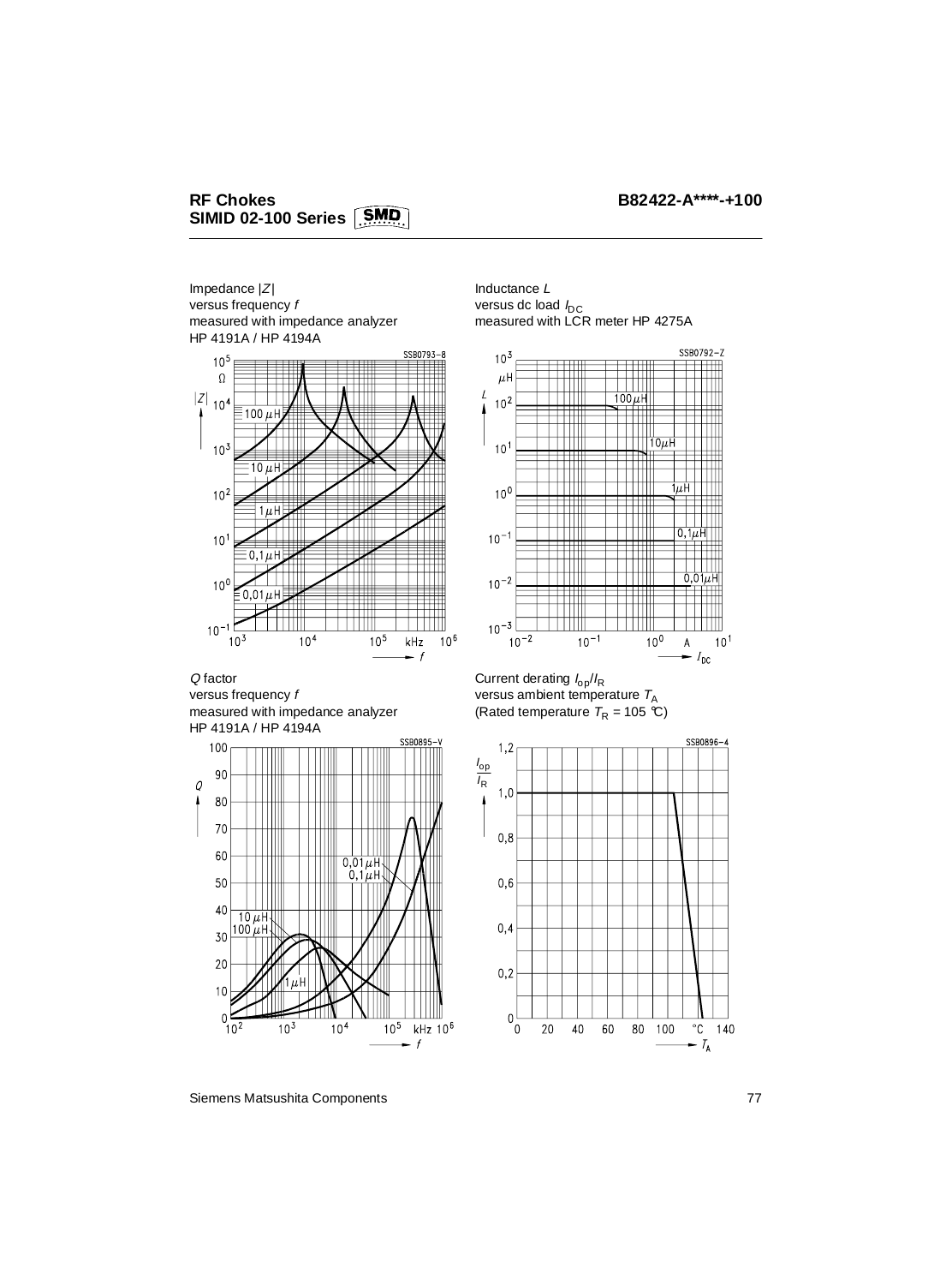**RF Chokes**
**SIMID 02-100 Series** SMD

**B82422-A\*\*\*\*-+100**

Impedance $|Z|$
versus frequency $f$
measured with impedance analyzer
HP 4191A / HP 4194A

SSB0793-8

$10^5$
Ω
$|Z|$
$10^4$
$10^3$
$10^2$
$10^1$
$10^0$
$10^{-1}$

100 µH
10 µH
1 µH
0,1 µH
0,01 µH

$10^3$ $10^4$ $10^5$ kHz $10^6$
$f$

Inductance $L$
versus dc load $I_{DC}$
measured with LCR meter HP 4275A

SSB0792-Z

$10^3$
µH
$L$
$10^2$
$10^1$
$10^0$
$10^{-1}$
$10^{-2}$
$10^{-3}$

100 µH
10µH
1µH
0,1µH
0,01µH

$10^{-2}$ $10^{-1}$ $10^0$ A $10^1$
$I_{DC}$

$Q$ factor
versus frequency $f$
measured with impedance analyzer
HP 4191A / HP 4194A

SSB0895-V

100
90
$Q$
80
70
60
50
40
30
20
10
0

0,01µH
0,1µH
10 µH
100 µH
1µH

$10^2$ $10^3$ $10^4$ $10^5$ kHz $10^6$
$f$

Current derating $I_{op}/I_R$
versus ambient temperature $T_A$
(Rated temperature $T_R$ = 105 °C)

SSB0896-4

1,2
$\frac{I_{op}}{I_R}$
1,0
0,8
0,6
0,4
0,2
0

0 20 40 60 80 100 °C 140
$T_A$

Siemens Matsushita Components